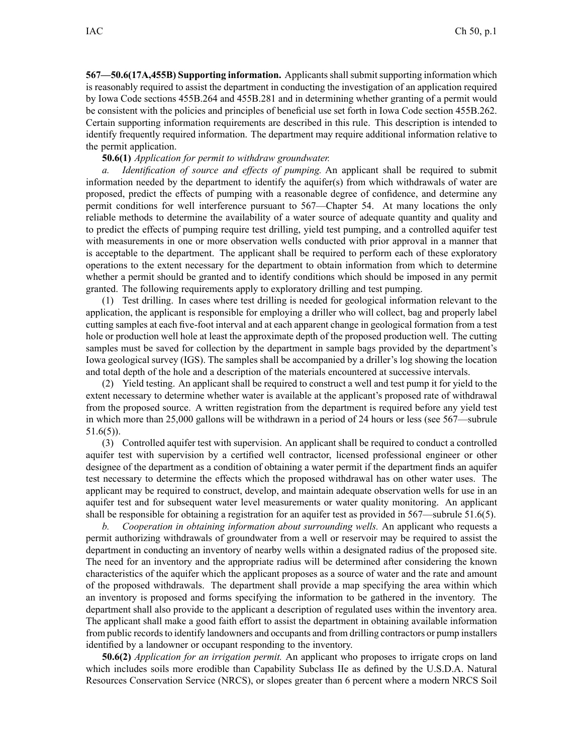**567—50.6(17A,455B) Supporting information.** Applicants shall submit supporting information which is reasonably required to assist the department in conducting the investigation of an application required by Iowa Code sections 455B.264 and 455B.281 and in determining whether granting of a permit would be consistent with the policies and principles of beneficial use set forth in Iowa Code section 455B.262. Certain supporting information requirements are described in this rule. This description is intended to identify frequently required information. The department may require additional information relative to the permit application.

**50.6(1)** *Application for permit to withdraw groundwater.*

*a. Identification of source and effects of pumping.* An applicant shall be required to submit information needed by the department to identify the aquifer(s) from which withdrawals of water are proposed, predict the effects of pumping with a reasonable degree of confidence, and determine any permit conditions for well interference pursuant to 567—Chapter 54. At many locations the only reliable methods to determine the availability of a water source of adequate quantity and quality and to predict the effects of pumping require test drilling, yield test pumping, and a controlled aquifer test with measurements in one or more observation wells conducted with prior approval in a manner that is acceptable to the department. The applicant shall be required to perform each of these exploratory operations to the extent necessary for the department to obtain information from which to determine whether a permit should be granted and to identify conditions which should be imposed in any permit granted. The following requirements apply to exploratory drilling and test pumping.

(1) Test drilling. In cases where test drilling is needed for geological information relevant to the application, the applicant is responsible for employing a driller who will collect, bag and properly label cutting samples at each five-foot interval and at each apparent change in geological formation from a test hole or production well hole at least the approximate depth of the proposed production well. The cutting samples must be saved for collection by the department in sample bags provided by the department's Iowa geological survey (IGS). The samples shall be accompanied by a driller's log showing the location and total depth of the hole and a description of the materials encountered at successive intervals.

(2) Yield testing. An applicant shall be required to construct a well and test pump it for yield to the extent necessary to determine whether water is available at the applicant's proposed rate of withdrawal from the proposed source. A written registration from the department is required before any yield test in which more than 25,000 gallons will be withdrawn in a period of 24 hours or less (see 567—subrule 51.6(5)).

(3) Controlled aquifer test with supervision. An applicant shall be required to conduct a controlled aquifer test with supervision by a certified well contractor, licensed professional engineer or other designee of the department as a condition of obtaining a water permit if the department finds an aquifer test necessary to determine the effects which the proposed withdrawal has on other water uses. The applicant may be required to construct, develop, and maintain adequate observation wells for use in an aquifer test and for subsequent water level measurements or water quality monitoring. An applicant shall be responsible for obtaining a registration for an aquifer test as provided in 567—subrule 51.6(5).

*b. Cooperation in obtaining information about surrounding wells.* An applicant who requests a permit authorizing withdrawals of groundwater from a well or reservoir may be required to assist the department in conducting an inventory of nearby wells within a designated radius of the proposed site. The need for an inventory and the appropriate radius will be determined after considering the known characteristics of the aquifer which the applicant proposes as a source of water and the rate and amount of the proposed withdrawals. The department shall provide a map specifying the area within which an inventory is proposed and forms specifying the information to be gathered in the inventory. The department shall also provide to the applicant a description of regulated uses within the inventory area. The applicant shall make a good faith effort to assist the department in obtaining available information from public records to identify landowners and occupants and from drilling contractors or pump installers identified by a landowner or occupant responding to the inventory.

**50.6(2)** *Application for an irrigation permit.* An applicant who proposes to irrigate crops on land which includes soils more erodible than Capability Subclass IIe as defined by the U.S.D.A. Natural Resources Conservation Service (NRCS), or slopes greater than 6 percent where a modern NRCS Soil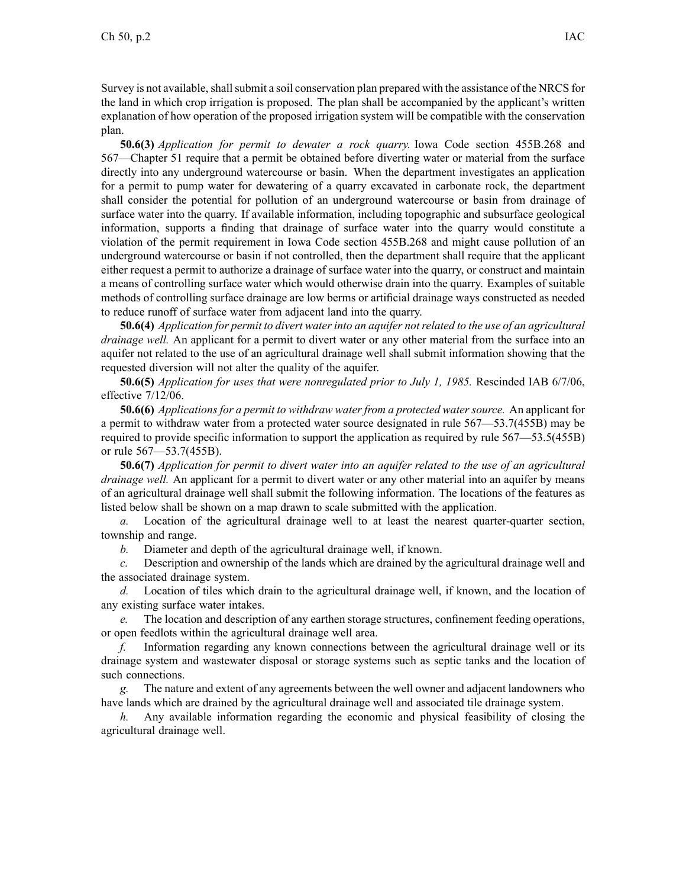Survey is not available, shall submit a soil conservation plan prepared with the assistance of the NRCS for the land in which crop irrigation is proposed. The plan shall be accompanied by the applicant's written explanation of how operation of the proposed irrigation system will be compatible with the conservation plan.

**50.6(3)** *Application for permit to dewater a rock quarry.* Iowa Code section 455B.268 and 567—Chapter 51 require that a permit be obtained before diverting water or material from the surface directly into any underground watercourse or basin. When the department investigates an application for a permit to pump water for dewatering of a quarry excavated in carbonate rock, the department shall consider the potential for pollution of an underground watercourse or basin from drainage of surface water into the quarry. If available information, including topographic and subsurface geological information, supports a finding that drainage of surface water into the quarry would constitute a violation of the permit requirement in Iowa Code section 455B.268 and might cause pollution of an underground watercourse or basin if not controlled, then the department shall require that the applicant either request a permit to authorize a drainage of surface water into the quarry, or construct and maintain a means of controlling surface water which would otherwise drain into the quarry. Examples of suitable methods of controlling surface drainage are low berms or artificial drainage ways constructed as needed to reduce runoff of surface water from adjacent land into the quarry.

**50.6(4)** *Application for permit to divert water into an aquifer not related to the use of an agricultural drainage well.* An applicant for a permit to divert water or any other material from the surface into an aquifer not related to the use of an agricultural drainage well shall submit information showing that the requested diversion will not alter the quality of the aquifer.

**50.6(5)** *Application for uses that were nonregulated prior to July 1, 1985.* Rescinded IAB 6/7/06, effective 7/12/06.

**50.6(6)** *Applications for a permit to withdraw water from a protected water source.* An applicant for a permit to withdraw water from a protected water source designated in rule 567—53.7(455B) may be required to provide specific information to support the application as required by rule 567—53.5(455B) or rule 567—53.7(455B).

**50.6(7)** *Application for permit to divert water into an aquifer related to the use of an agricultural drainage well.* An applicant for a permit to divert water or any other material into an aquifer by means of an agricultural drainage well shall submit the following information. The locations of the features as listed below shall be shown on a map drawn to scale submitted with the application.

*a.* Location of the agricultural drainage well to at least the nearest quarter-quarter section, township and range.

*b.* Diameter and depth of the agricultural drainage well, if known.

*c.* Description and ownership of the lands which are drained by the agricultural drainage well and the associated drainage system.

*d.* Location of tiles which drain to the agricultural drainage well, if known, and the location of any existing surface water intakes.

*e.* The location and description of any earthen storage structures, confinement feeding operations, or open feedlots within the agricultural drainage well area.

*f.* Information regarding any known connections between the agricultural drainage well or its drainage system and wastewater disposal or storage systems such as septic tanks and the location of such connections.

*g.* The nature and extent of any agreements between the well owner and adjacent landowners who have lands which are drained by the agricultural drainage well and associated tile drainage system.

*h.* Any available information regarding the economic and physical feasibility of closing the agricultural drainage well.